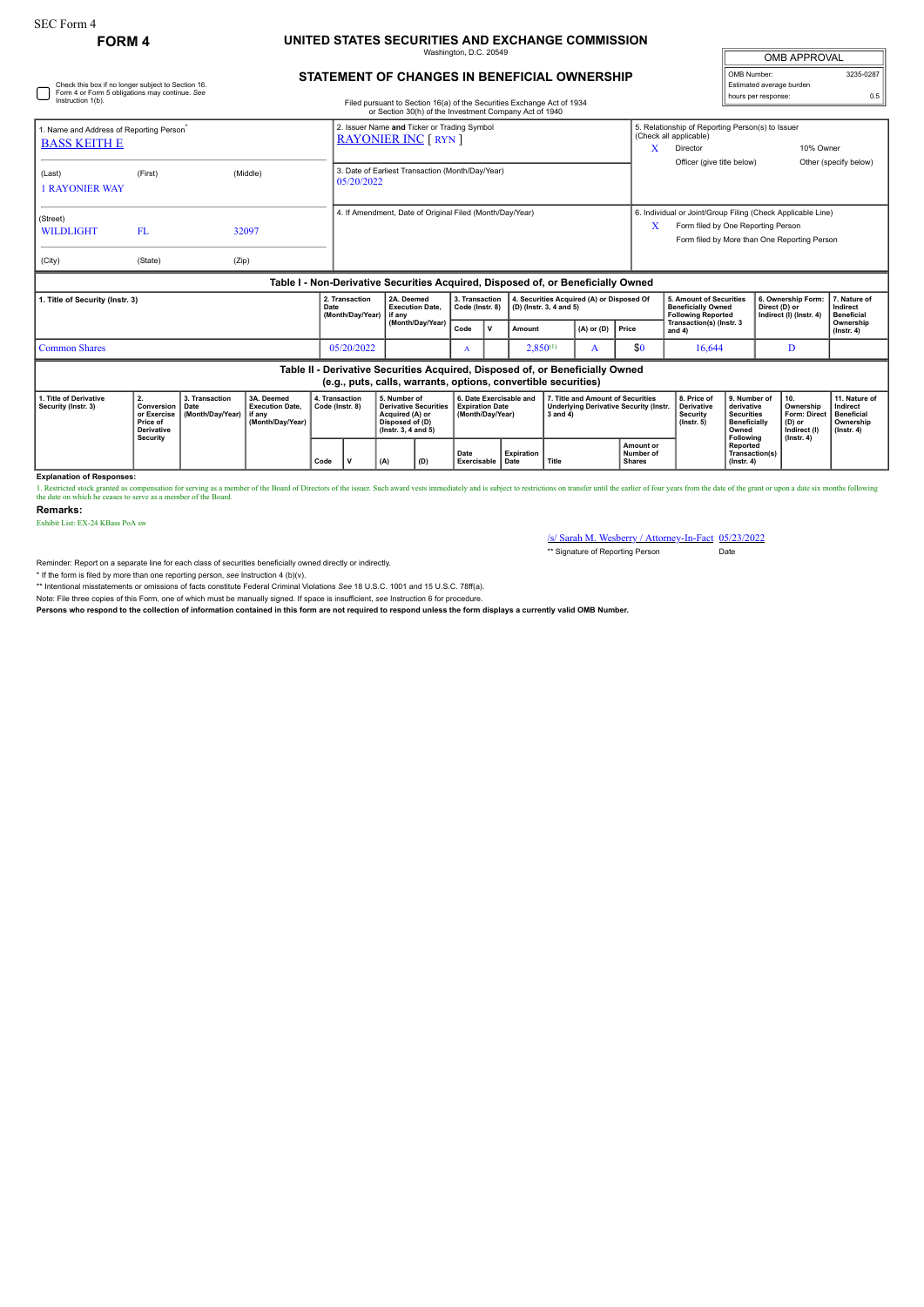SEC Form 4

**FORM 4**

# UNITED STATES SECURITIES AND EXCHANGE COMMISSION

Washington, D.C. 20549

## STATEMENT OF CHANGES IN BENEFICIAL OWNERSHIP

Filed pursuant to Section 16(a) of the Securities Exchange Act of 1934
or Section 30(h) of the Investment Company Act of 1940

| OMB APPROVAL | |
|---|---|
| OMB Number: | 3235-0287 |
| Estimated average burden | |
| hours per response: | 0.5 |

☐ Check this box if no longer subject to Section 16. Form 4 or Form 5 obligations may continue. *See* Instruction 1(b).

| | | |
|---|---|---|
| 1. Name and Address of Reporting Person* <br> BASS KEITH E <br> (Last) (First) (Middle) <br> 1 RAYONIER WAY <br> (Street) <br> WILDLIGHT FL 32097 <br> (City) (State) (Zip) | 2. Issuer Name **and** Ticker or Trading Symbol <br> RAYONIER INC [ RYN ] <br><br> 3. Date of Earliest Transaction (Month/Day/Year) <br> 05/20/2022 <br><br> 4. If Amendment, Date of Original Filed (Month/Day/Year) | 5. Relationship of Reporting Person(s) to Issuer (Check all applicable) <br> X Director <br> 10% Owner <br> Officer (give title below) <br> Other (specify below) <br><br> 6. Individual or Joint/Group Filing (Check Applicable Line) <br> X Form filed by One Reporting Person <br> Form filed by More than One Reporting Person |

### Table I - Non-Derivative Securities Acquired, Disposed of, or Beneficially Owned

| 1. Title of Security (Instr. 3) | 2. Transaction Date (Month/Day/Year) | 2A. Deemed Execution Date, if any (Month/Day/Year) | 3. Transaction Code (Instr. 8) | | 4. Securities Acquired (A) or Disposed Of (D) (Instr. 3, 4 and 5) | | | 5. Amount of Securities Beneficially Owned Following Reported Transaction(s) (Instr. 3 and 4) | 6. Ownership Form: Direct (D) or Indirect (I) (Instr. 4) | 7. Nature of Indirect Beneficial Ownership (Instr. 4) |
|---|---|---|---|---|---|---|---|---|---|---|
| | | | Code | V | Amount | (A) or (D) | Price | | | |
| Common Shares | 05/20/2022 | | A | | 2,850[(1)] | A | $0 | 16,644 | D | |

### Table II - Derivative Securities Acquired, Disposed of, or Beneficially Owned (e.g., puts, calls, warrants, options, convertible securities)

| 1. Title of Derivative Security (Instr. 3) | 2. Conversion or Exercise Price of Derivative Security | 3. Transaction Date (Month/Day/Year) | 3A. Deemed Execution Date, if any (Month/Day/Year) | 4. Transaction Code (Instr. 8) | | 5. Number of Derivative Securities Acquired (A) or Disposed of (D) (Instr. 3, 4 and 5) | | 6. Date Exercisable and Expiration Date (Month/Day/Year) | | 7. Title and Amount of Securities Underlying Derivative Security (Instr. 3 and 4) | | 8. Price of Derivative Security (Instr. 5) | 9. Number of derivative Securities Beneficially Owned Following Reported Transaction(s) (Instr. 4) | 10. Ownership Form: Direct (D) or Indirect (I) (Instr. 4) | 11. Nature of Indirect Beneficial Ownership (Instr. 4) |
|---|---|---|---|---|---|---|---|---|---|---|---|---|---|---|---|
| | | | | Code | V | (A) | (D) | Date Exercisable | Expiration Date | Title | Amount or Number of Shares | | | | |

**Explanation of Responses:**

1. Restricted stock granted as compensation for serving as a member of the Board of Directors of the issuer. Such award vests immediately and is subject to restrictions on transfer until the earlier of four years from the date of the grant or upon a date six months following the date on which he ceases to serve as a member of the Board.

**Remarks:**

Exhibit List: EX-24 KBass PoA sw

/s/ Sarah M. Wesberry / Attorney-In-Fact 05/23/2022

** Signature of Reporting Person Date

Reminder: Report on a separate line for each class of securities beneficially owned directly or indirectly.

\* If the form is filed by more than one reporting person, *see* Instruction 4 (b)(v).

\** Intentional misstatements or omissions of facts constitute Federal Criminal Violations *See* 18 U.S.C. 1001 and 15 U.S.C. 78ff(a).

Note: File three copies of this Form, one of which must be manually signed. If space is insufficient, *see* Instruction 6 for procedure.

**Persons who respond to the collection of information contained in this form are not required to respond unless the form displays a currently valid OMB Number.**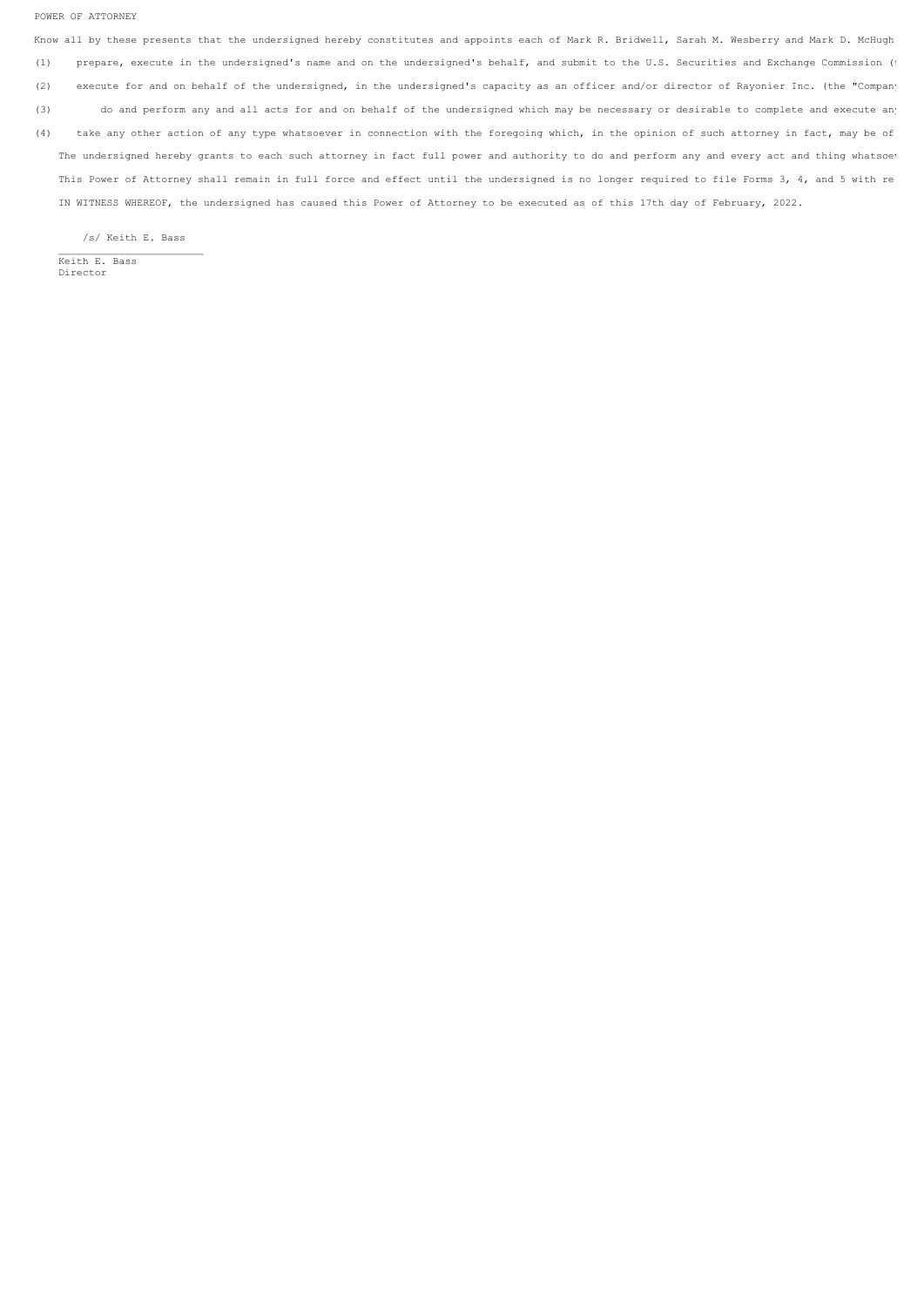POWER OF ATTORNEY

Know all by these presents that the undersigned hereby constitutes and appoints each of Mark R. Bridwell, Sarah M. Wesberry and Mark D. McHugh

(1) prepare, execute in the undersigned's name and on the undersigned's behalf, and submit to the U.S. Securities and Exchange Commission (

(2) execute for and on behalf of the undersigned, in the undersigned's capacity as an officer and/or director of Rayonier Inc. (the "Compan

(3) do and perform any and all acts for and on behalf of the undersigned which may be necessary or desirable to complete and execute an

(4) take any other action of any type whatsoever in connection with the foregoing which, in the opinion of such attorney in fact, may be of

The undersigned hereby grants to each such attorney in fact full power and authority to do and perform any and every act and thing whatsoe

This Power of Attorney shall remain in full force and effect until the undersigned is no longer required to file Forms 3, 4, and 5 with re

IN WITNESS WHEREOF, the undersigned has caused this Power of Attorney to be executed as of this 17th day of February, 2022.

/s/ Keith E. Bass

Keith E. Bass
Director